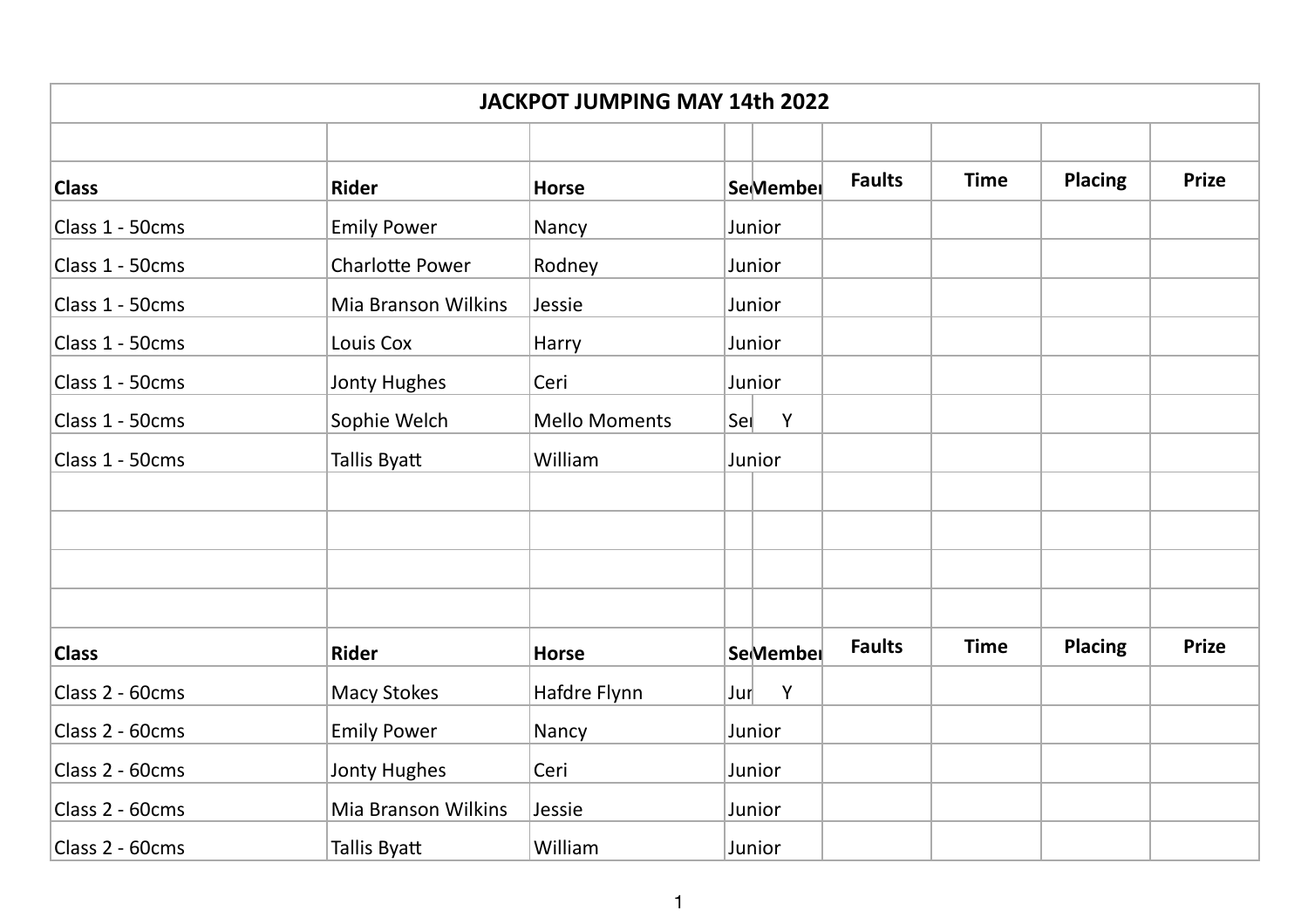| JACKPOT JUMPING MAY 14th 2022 | | | | | | | | |
|---|---|---|---|---|---|---|---|---|
| | | | | | | | | |
| **Class** | **Rider** | **Horse** | **Se** | **Member** | **Faults** | **Time** | **Placing** | **Prize** |
| Class 1 - 50cms | Emily Power | Nancy | Junior | | | | | |
| Class 1 - 50cms | Charlotte Power | Rodney | Junior | | | | | |
| Class 1 - 50cms | Mia Branson Wilkins | Jessie | Junior | | | | | |
| Class 1 - 50cms | Louis Cox | Harry | Junior | | | | | |
| Class 1 - 50cms | Jonty Hughes | Ceri | Junior | | | | | |
| Class 1 - 50cms | Sophie Welch | Mello Moments | Sei | Y | | | | |
| Class 1 - 50cms | Tallis Byatt | William | Junior | | | | | |
| | | | | | | | | |
| | | | | | | | | |
| | | | | | | | | |
| | | | | | | | | |
| **Class** | **Rider** | **Horse** | **Se** | **Member** | **Faults** | **Time** | **Placing** | **Prize** |
| Class 2 - 60cms | Macy Stokes | Hafdre Flynn | Jur | Y | | | | |
| Class 2 - 60cms | Emily Power | Nancy | Junior | | | | | |
| Class 2 - 60cms | Jonty Hughes | Ceri | Junior | | | | | |
| Class 2 - 60cms | Mia Branson Wilkins | Jessie | Junior | | | | | |
| Class 2 - 60cms | Tallis Byatt | William | Junior | | | | | |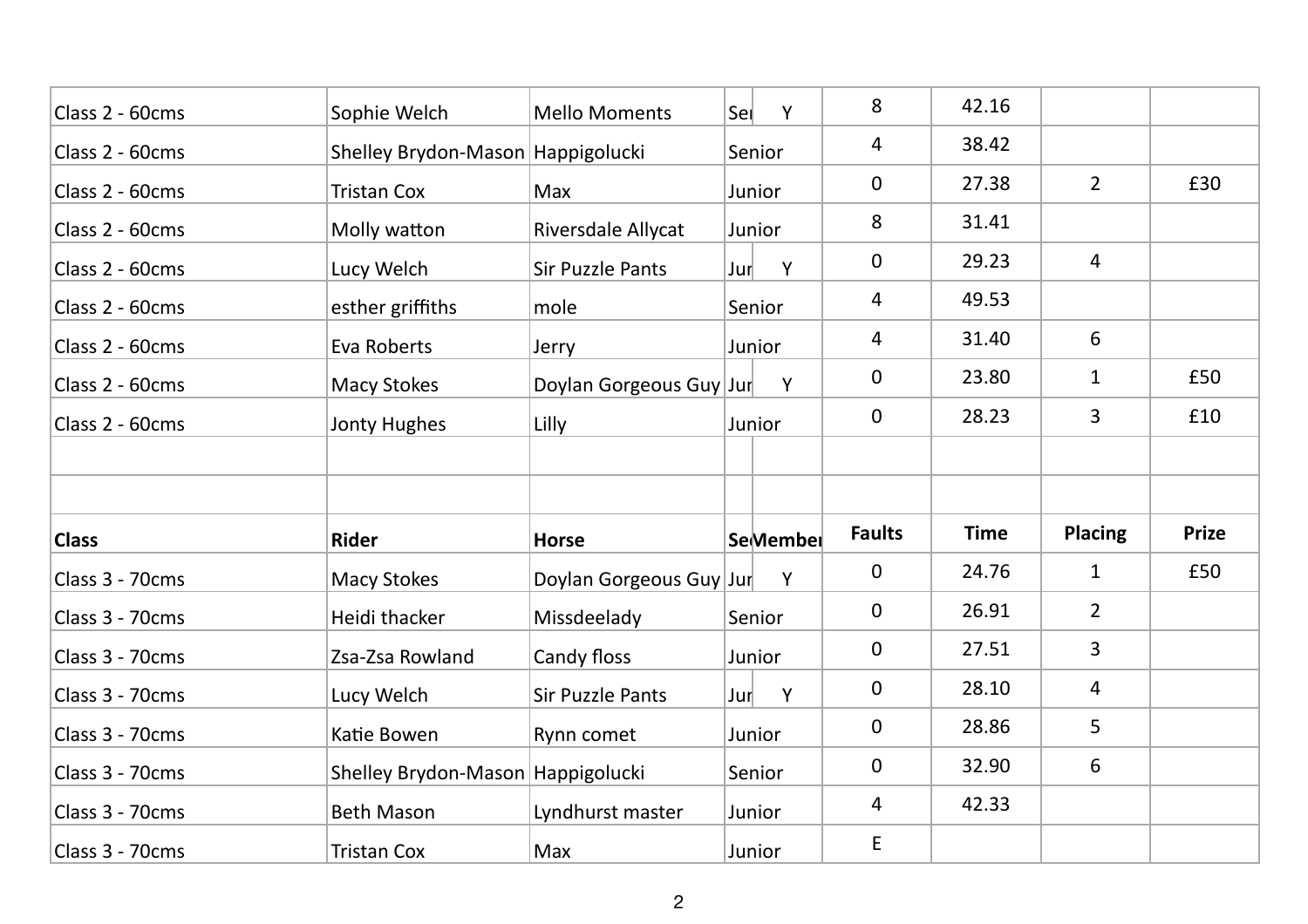| Class | Rider | Horse | Se | Member | Faults | Time | Placing | Prize |
|---|---|---|---|---|---|---|---|---|
| Class 2 - 60cms | Sophie Welch | Mello Moments | Sei | Y | 8 | 42.16 | | |
| Class 2 - 60cms | Shelley Brydon-Mason | Happigolucki | Senior | | 4 | 38.42 | | |
| Class 2 - 60cms | Tristan Cox | Max | Junior | | 0 | 27.38 | 2 | £30 |
| Class 2 - 60cms | Molly watton | Riversdale Allycat | Junior | | 8 | 31.41 | | |
| Class 2 - 60cms | Lucy Welch | Sir Puzzle Pants | Jur | Y | 0 | 29.23 | 4 | |
| Class 2 - 60cms | esther griffiths | mole | Senior | | 4 | 49.53 | | |
| Class 2 - 60cms | Eva Roberts | Jerry | Junior | | 4 | 31.40 | 6 | |
| Class 2 - 60cms | Macy Stokes | Doylan Gorgeous Guy | Jur | Y | 0 | 23.80 | 1 | £50 |
| Class 2 - 60cms | Jonty Hughes | Lilly | Junior | | 0 | 28.23 | 3 | £10 |
| | | | | | | | | |
| | | | | | | | | |
| **Class** | **Rider** | **Horse** | **Se** | **Member** | **Faults** | **Time** | **Placing** | **Prize** |
| Class 3 - 70cms | Macy Stokes | Doylan Gorgeous Guy | Jur | Y | 0 | 24.76 | 1 | £50 |
| Class 3 - 70cms | Heidi thacker | Missdeelady | Senior | | 0 | 26.91 | 2 | |
| Class 3 - 70cms | Zsa-Zsa Rowland | Candy floss | Junior | | 0 | 27.51 | 3 | |
| Class 3 - 70cms | Lucy Welch | Sir Puzzle Pants | Jur | Y | 0 | 28.10 | 4 | |
| Class 3 - 70cms | Katie Bowen | Rynn comet | Junior | | 0 | 28.86 | 5 | |
| Class 3 - 70cms | Shelley Brydon-Mason | Happigolucki | Senior | | 0 | 32.90 | 6 | |
| Class 3 - 70cms | Beth Mason | Lyndhurst master | Junior | | 4 | 42.33 | | |
| Class 3 - 70cms | Tristan Cox | Max | Junior | | E | | | |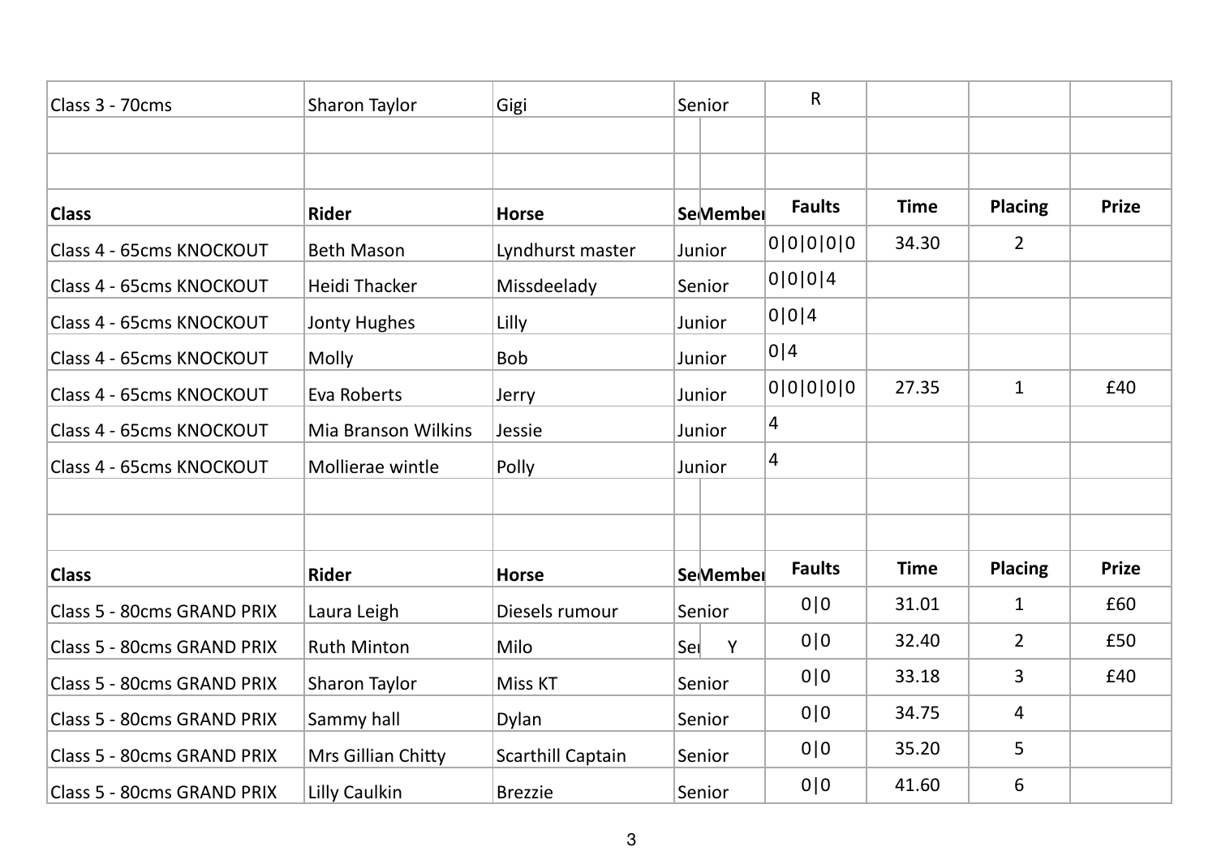| Class 3 - 70cms | Sharon Taylor | Gigi | Senior | | R | | | |
|---|---|---|---|---|---|---|---|---|
| | | | | | | | | |
| | | | | | | | | |
| **Class** | **Rider** | **Horse** | **Se** | **Member** | **Faults** | **Time** | **Placing** | **Prize** |
| Class 4 - 65cms KNOCKOUT | Beth Mason | Lyndhurst master | Junior | | 0\|0\|0\|0\|0 | 34.30 | 2 | |
| Class 4 - 65cms KNOCKOUT | Heidi Thacker | Missdeelady | Senior | | 0\|0\|0\|4 | | | |
| Class 4 - 65cms KNOCKOUT | Jonty Hughes | Lilly | Junior | | 0\|0\|4 | | | |
| Class 4 - 65cms KNOCKOUT | Molly | Bob | Junior | | 0\|4 | | | |
| Class 4 - 65cms KNOCKOUT | Eva Roberts | Jerry | Junior | | 0\|0\|0\|0\|0 | 27.35 | 1 | £40 |
| Class 4 - 65cms KNOCKOUT | Mia Branson Wilkins | Jessie | Junior | | 4 | | | |
| Class 4 - 65cms KNOCKOUT | Mollierae wintle | Polly | Junior | | 4 | | | |
| | | | | | | | | |
| | | | | | | | | |
| **Class** | **Rider** | **Horse** | **Se** | **Member** | **Faults** | **Time** | **Placing** | **Prize** |
| Class 5 - 80cms GRAND PRIX | Laura Leigh | Diesels rumour | Senior | | 0\|0 | 31.01 | 1 | £60 |
| Class 5 - 80cms GRAND PRIX | Ruth Minton | Milo | Se | Y | 0\|0 | 32.40 | 2 | £50 |
| Class 5 - 80cms GRAND PRIX | Sharon Taylor | Miss KT | Senior | | 0\|0 | 33.18 | 3 | £40 |
| Class 5 - 80cms GRAND PRIX | Sammy hall | Dylan | Senior | | 0\|0 | 34.75 | 4 | |
| Class 5 - 80cms GRAND PRIX | Mrs Gillian Chitty | Scarthill Captain | Senior | | 0\|0 | 35.20 | 5 | |
| Class 5 - 80cms GRAND PRIX | Lilly Caulkin | Brezzie | Senior | | 0\|0 | 41.60 | 6 | |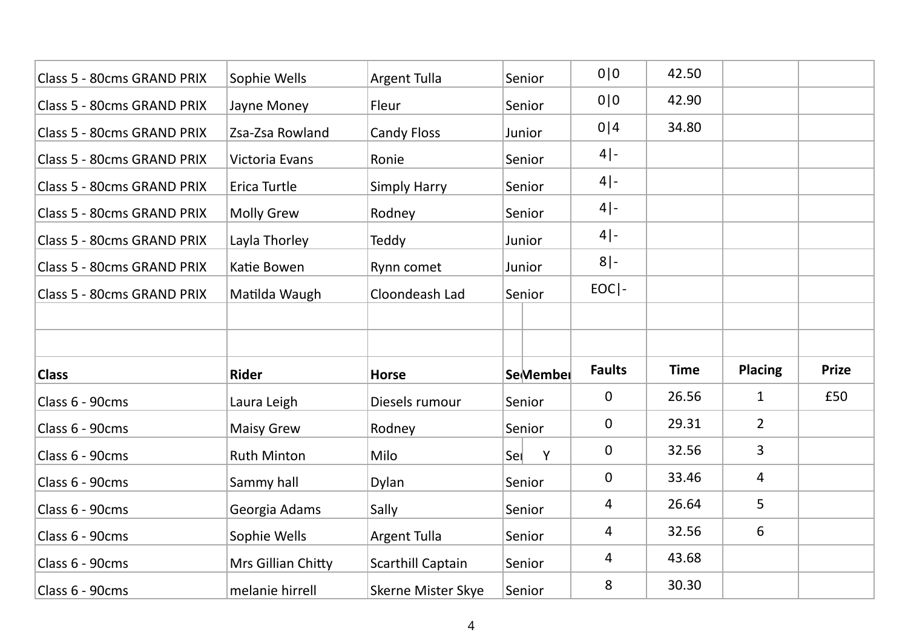| Class | Rider | Horse | Se | Member | Faults | Time | Placing | Prize |
|---|---|---|---|---|---|---|---|---|
| Class 5 - 80cms GRAND PRIX | Sophie Wells | Argent Tulla | Senior | | 0\|0 | 42.50 | | |
| Class 5 - 80cms GRAND PRIX | Jayne Money | Fleur | Senior | | 0\|0 | 42.90 | | |
| Class 5 - 80cms GRAND PRIX | Zsa-Zsa Rowland | Candy Floss | Junior | | 0\|4 | 34.80 | | |
| Class 5 - 80cms GRAND PRIX | Victoria Evans | Ronie | Senior | | 4\|- | | | |
| Class 5 - 80cms GRAND PRIX | Erica Turtle | Simply Harry | Senior | | 4\|- | | | |
| Class 5 - 80cms GRAND PRIX | Molly Grew | Rodney | Senior | | 4\|- | | | |
| Class 5 - 80cms GRAND PRIX | Layla Thorley | Teddy | Junior | | 4\|- | | | |
| Class 5 - 80cms GRAND PRIX | Katie Bowen | Rynn comet | Junior | | 8\|- | | | |
| Class 5 - 80cms GRAND PRIX | Matilda Waugh | Cloondeash Lad | Senior | | EOC\|- | | | |
| | | | | | | | | |
| | | | | | | | | |
| **Class** | **Rider** | **Horse** | **Se** | **Member** | **Faults** | **Time** | **Placing** | **Prize** |
| Class 6 - 90cms | Laura Leigh | Diesels rumour | Senior | | 0 | 26.56 | 1 | £50 |
| Class 6 - 90cms | Maisy Grew | Rodney | Senior | | 0 | 29.31 | 2 | |
| Class 6 - 90cms | Ruth Minton | Milo | Sei | Y | 0 | 32.56 | 3 | |
| Class 6 - 90cms | Sammy hall | Dylan | Senior | | 0 | 33.46 | 4 | |
| Class 6 - 90cms | Georgia Adams | Sally | Senior | | 4 | 26.64 | 5 | |
| Class 6 - 90cms | Sophie Wells | Argent Tulla | Senior | | 4 | 32.56 | 6 | |
| Class 6 - 90cms | Mrs Gillian Chitty | Scarthill Captain | Senior | | 4 | 43.68 | | |
| Class 6 - 90cms | melanie hirrell | Skerne Mister Skye | Senior | | 8 | 30.30 | | |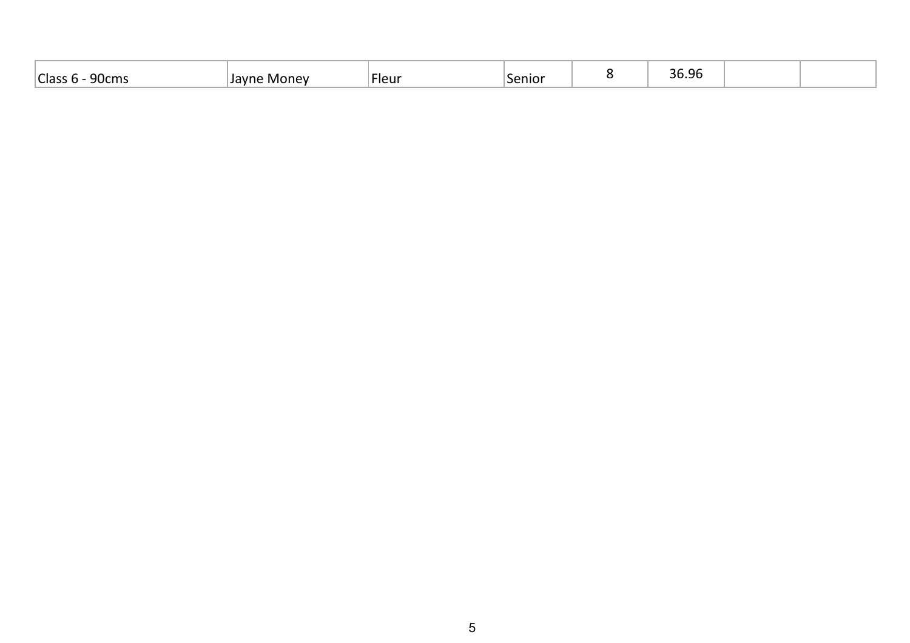| | | | | | | | |
|---|---|---|---|---|---|---|---|
| Class 6 - 90cms | Jayne Money | Fleur | Senior | 8 | 36.96 | | |